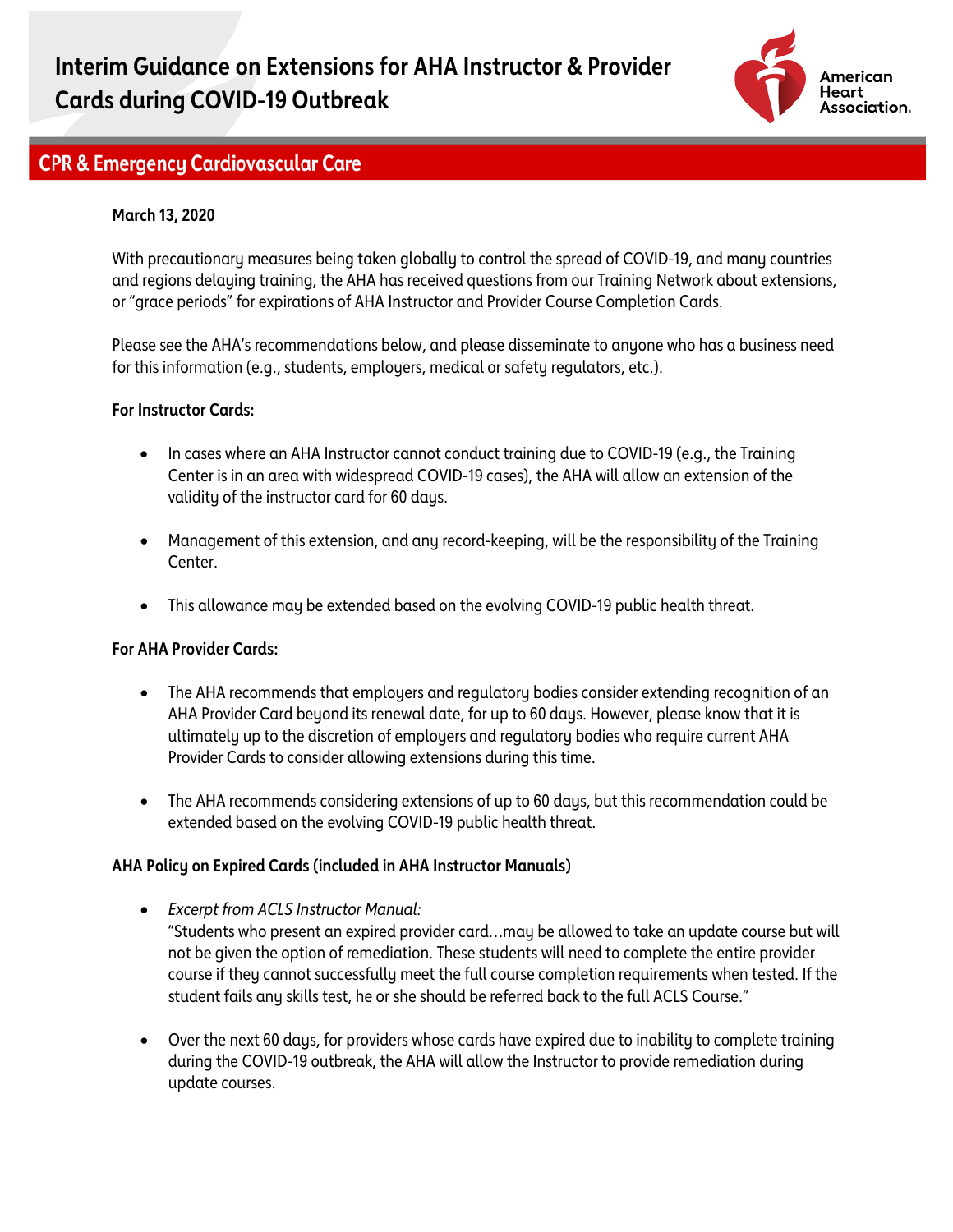# Interim Guidance on Extensions for AHA Instructor & Provider Cards during COVID-19 Outbreak

## CPR & Emergency Cardiovascular Care

**March 13, 2020**

With precautionary measures being taken globally to control the spread of COVID-19, and many countries and regions delaying training, the AHA has received questions from our Training Network about extensions, or "grace periods" for expirations of AHA Instructor and Provider Course Completion Cards.

Please see the AHA's recommendations below, and please disseminate to anyone who has a business need for this information (e.g., students, employers, medical or safety regulators, etc.).

**For Instructor Cards:**

- In cases where an AHA Instructor cannot conduct training due to COVID-19 (e.g., the Training Center is in an area with widespread COVID-19 cases), the AHA will allow an extension of the validity of the instructor card for 60 days.
- Management of this extension, and any record-keeping, will be the responsibility of the Training Center.
- This allowance may be extended based on the evolving COVID-19 public health threat.

**For AHA Provider Cards:**

- The AHA recommends that employers and regulatory bodies consider extending recognition of an AHA Provider Card beyond its renewal date, for up to 60 days. However, please know that it is ultimately up to the discretion of employers and regulatory bodies who require current AHA Provider Cards to consider allowing extensions during this time.
- The AHA recommends considering extensions of up to 60 days, but this recommendation could be extended based on the evolving COVID-19 public health threat.

**AHA Policy on Expired Cards (included in AHA Instructor Manuals)**

- *Excerpt from ACLS Instructor Manual:*
  "Students who present an expired provider card…may be allowed to take an update course but will not be given the option of remediation. These students will need to complete the entire provider course if they cannot successfully meet the full course completion requirements when tested. If the student fails any skills test, he or she should be referred back to the full ACLS Course."
- Over the next 60 days, for providers whose cards have expired due to inability to complete training during the COVID-19 outbreak, the AHA will allow the Instructor to provide remediation during update courses.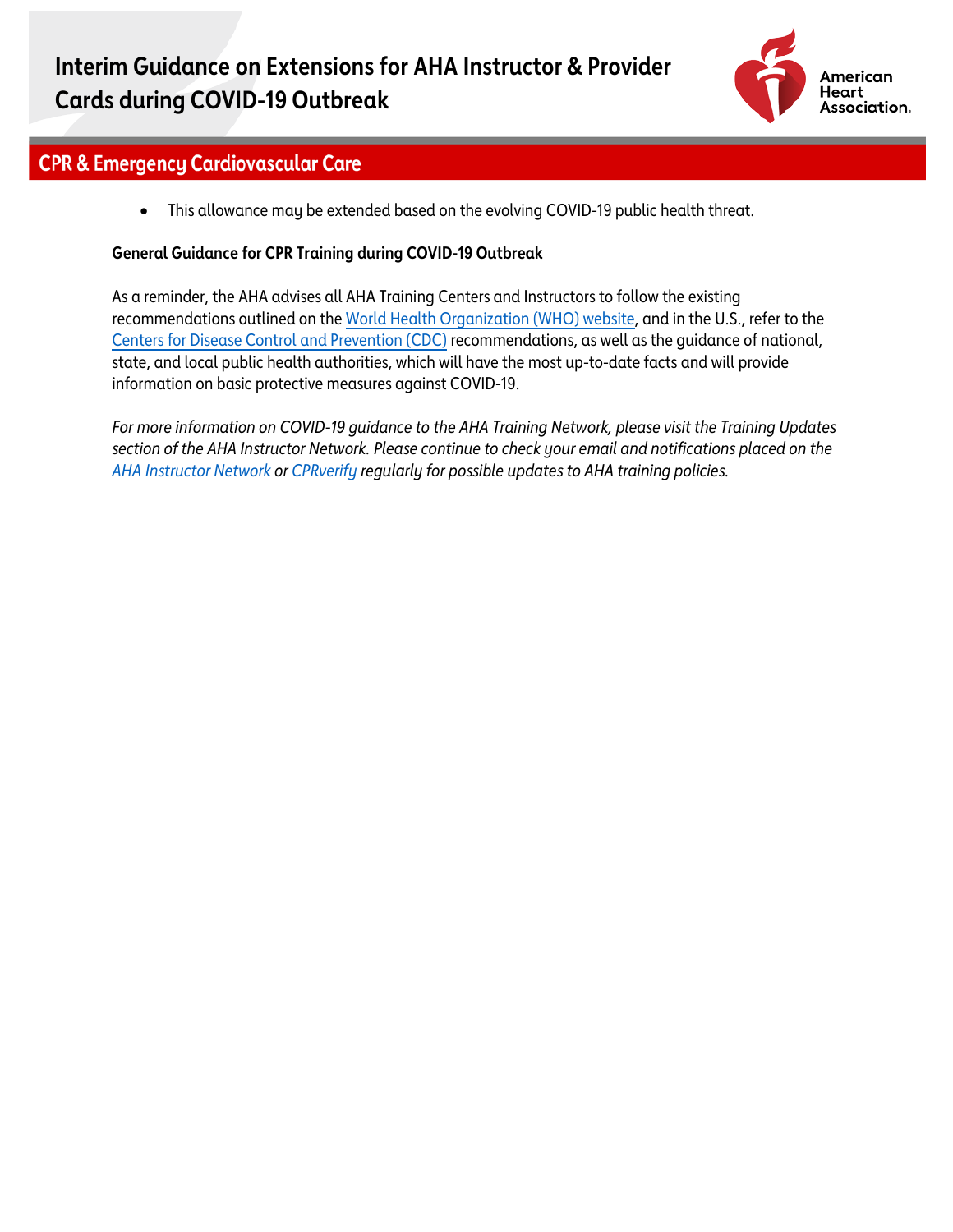- This allowance may be extended based on the evolving COVID-19 public health threat.

**General Guidance for CPR Training during COVID-19 Outbreak**

As a reminder, the AHA advises all AHA Training Centers and Instructors to follow the existing recommendations outlined on the World Health Organization (WHO) website, and in the U.S., refer to the Centers for Disease Control and Prevention (CDC) recommendations, as well as the guidance of national, state, and local public health authorities, which will have the most up-to-date facts and will provide information on basic protective measures against COVID-19.

*For more information on COVID-19 guidance to the AHA Training Network, please visit the Training Updates section of the AHA Instructor Network. Please continue to check your email and notifications placed on the AHA Instructor Network or CPRverify regularly for possible updates to AHA training policies.*